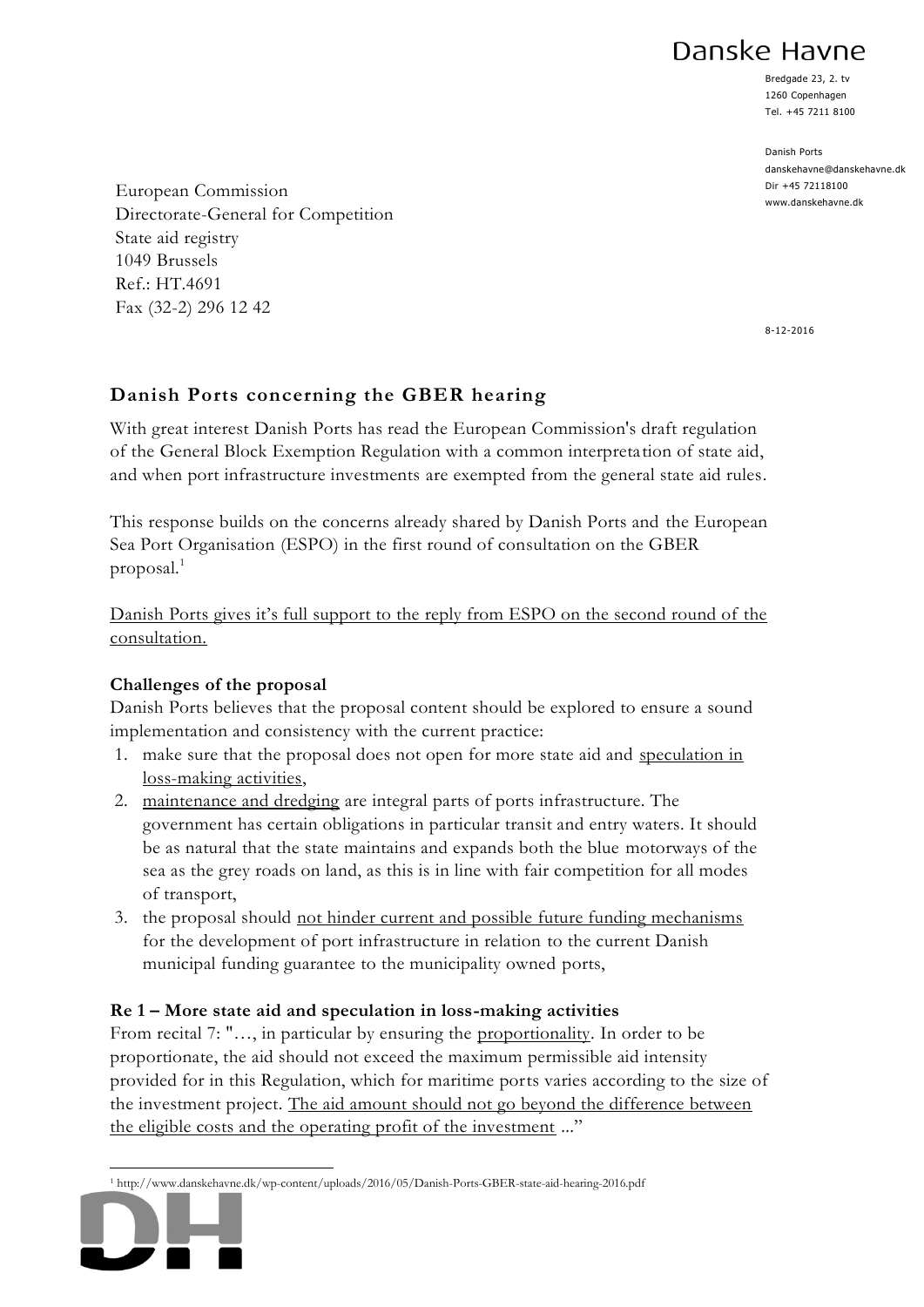Danske Havne

Bredgade 23, 2. tv
1260 Copenhagen
Tel. +45 7211 8100

Danish Ports
danskehavne@danskehavne.dk
Dir +45 72118100
www.danskehavne.dk

European Commission
Directorate-General for Competition
State aid registry
1049 Brussels
Ref.: HT.4691
Fax (32-2) 296 12 42

8-12-2016

## Danish Ports concerning the GBER hearing

With great interest Danish Ports has read the European Commission's draft regulation of the General Block Exemption Regulation with a common interpretation of state aid, and when port infrastructure investments are exempted from the general state aid rules.

This response builds on the concerns already shared by Danish Ports and the European Sea Port Organisation (ESPO) in the first round of consultation on the GBER proposal.[1]

<u>Danish Ports gives it's full support to the reply from ESPO on the second round of the consultation.</u>

**Challenges of the proposal**

Danish Ports believes that the proposal content should be explored to ensure a sound implementation and consistency with the current practice:

1. make sure that the proposal does not open for more state aid and <u>speculation in loss-making activities</u>,
2. <u>maintenance and dredging</u> are integral parts of ports infrastructure. The government has certain obligations in particular transit and entry waters. It should be as natural that the state maintains and expands both the blue motorways of the sea as the grey roads on land, as this is in line with fair competition for all modes of transport,
3. the proposal should <u>not hinder current and possible future funding mechanisms</u> for the development of port infrastructure in relation to the current Danish municipal funding guarantee to the municipality owned ports,

**Re 1 – More state aid and speculation in loss-making activities**

From recital 7: "…, in particular by ensuring the <u>proportionality</u>. In order to be proportionate, the aid should not exceed the maximum permissible aid intensity provided for in this Regulation, which for maritime ports varies according to the size of the investment project. <u>The aid amount should not go beyond the difference between the eligible costs and the operating profit of the investment</u> ..."

[1] http://www.danskehavne.dk/wp-content/uploads/2016/05/Danish-Ports-GBER-state-aid-hearing-2016.pdf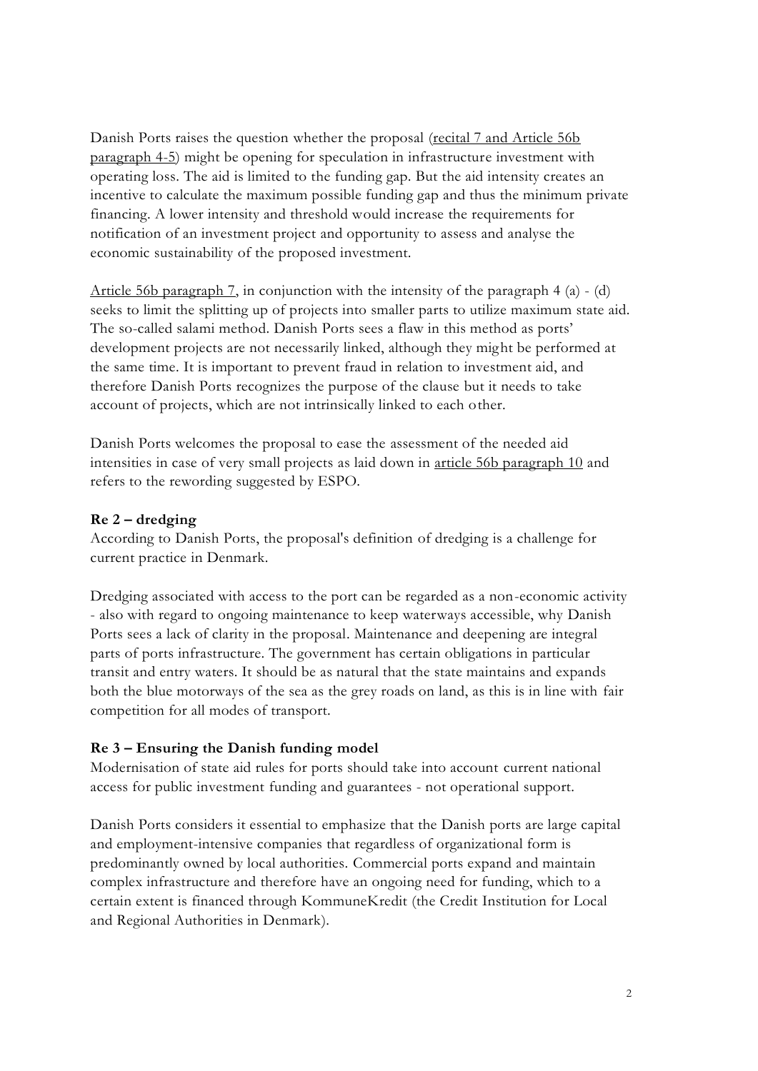Danish Ports raises the question whether the proposal (recital 7 and Article 56b paragraph 4-5) might be opening for speculation in infrastructure investment with operating loss. The aid is limited to the funding gap. But the aid intensity creates an incentive to calculate the maximum possible funding gap and thus the minimum private financing. A lower intensity and threshold would increase the requirements for notification of an investment project and opportunity to assess and analyse the economic sustainability of the proposed investment.

Article 56b paragraph 7, in conjunction with the intensity of the paragraph 4 (a) - (d) seeks to limit the splitting up of projects into smaller parts to utilize maximum state aid. The so-called salami method. Danish Ports sees a flaw in this method as ports' development projects are not necessarily linked, although they might be performed at the same time. It is important to prevent fraud in relation to investment aid, and therefore Danish Ports recognizes the purpose of the clause but it needs to take account of projects, which are not intrinsically linked to each other.

Danish Ports welcomes the proposal to ease the assessment of the needed aid intensities in case of very small projects as laid down in article 56b paragraph 10 and refers to the rewording suggested by ESPO.

**Re 2 – dredging**

According to Danish Ports, the proposal's definition of dredging is a challenge for current practice in Denmark.

Dredging associated with access to the port can be regarded as a non-economic activity - also with regard to ongoing maintenance to keep waterways accessible, why Danish Ports sees a lack of clarity in the proposal. Maintenance and deepening are integral parts of ports infrastructure. The government has certain obligations in particular transit and entry waters. It should be as natural that the state maintains and expands both the blue motorways of the sea as the grey roads on land, as this is in line with fair competition for all modes of transport.

**Re 3 – Ensuring the Danish funding model**

Modernisation of state aid rules for ports should take into account current national access for public investment funding and guarantees - not operational support.

Danish Ports considers it essential to emphasize that the Danish ports are large capital and employment-intensive companies that regardless of organizational form is predominantly owned by local authorities. Commercial ports expand and maintain complex infrastructure and therefore have an ongoing need for funding, which to a certain extent is financed through KommuneKredit (the Credit Institution for Local and Regional Authorities in Denmark).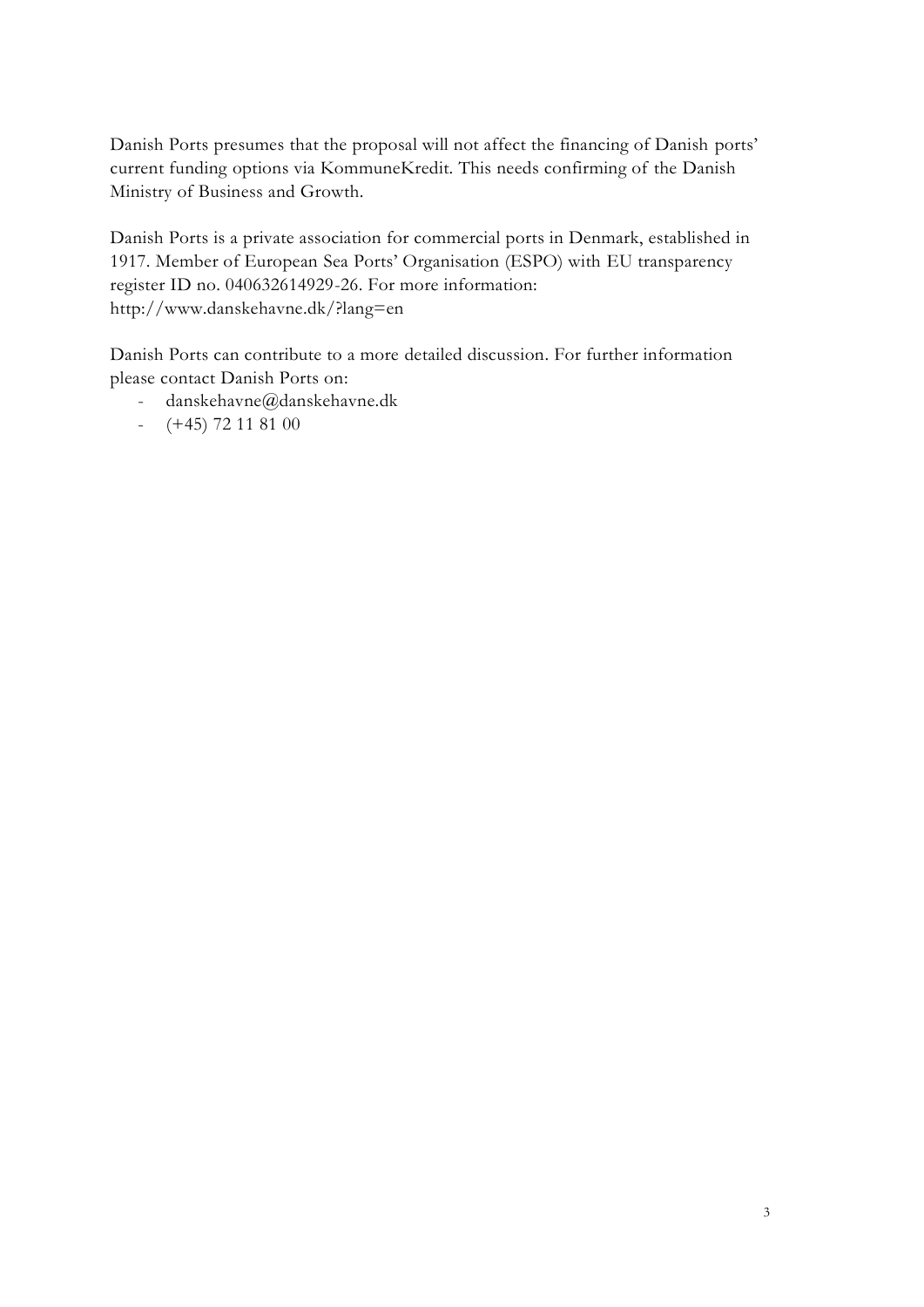Danish Ports presumes that the proposal will not affect the financing of Danish ports' current funding options via KommuneKredit. This needs confirming of the Danish Ministry of Business and Growth.

Danish Ports is a private association for commercial ports in Denmark, established in 1917. Member of European Sea Ports' Organisation (ESPO) with EU transparency register ID no. 040632614929-26. For more information: http://www.danskehavne.dk/?lang=en

Danish Ports can contribute to a more detailed discussion. For further information please contact Danish Ports on:

- danskehavne@danskehavne.dk
- (+45) 72 11 81 00